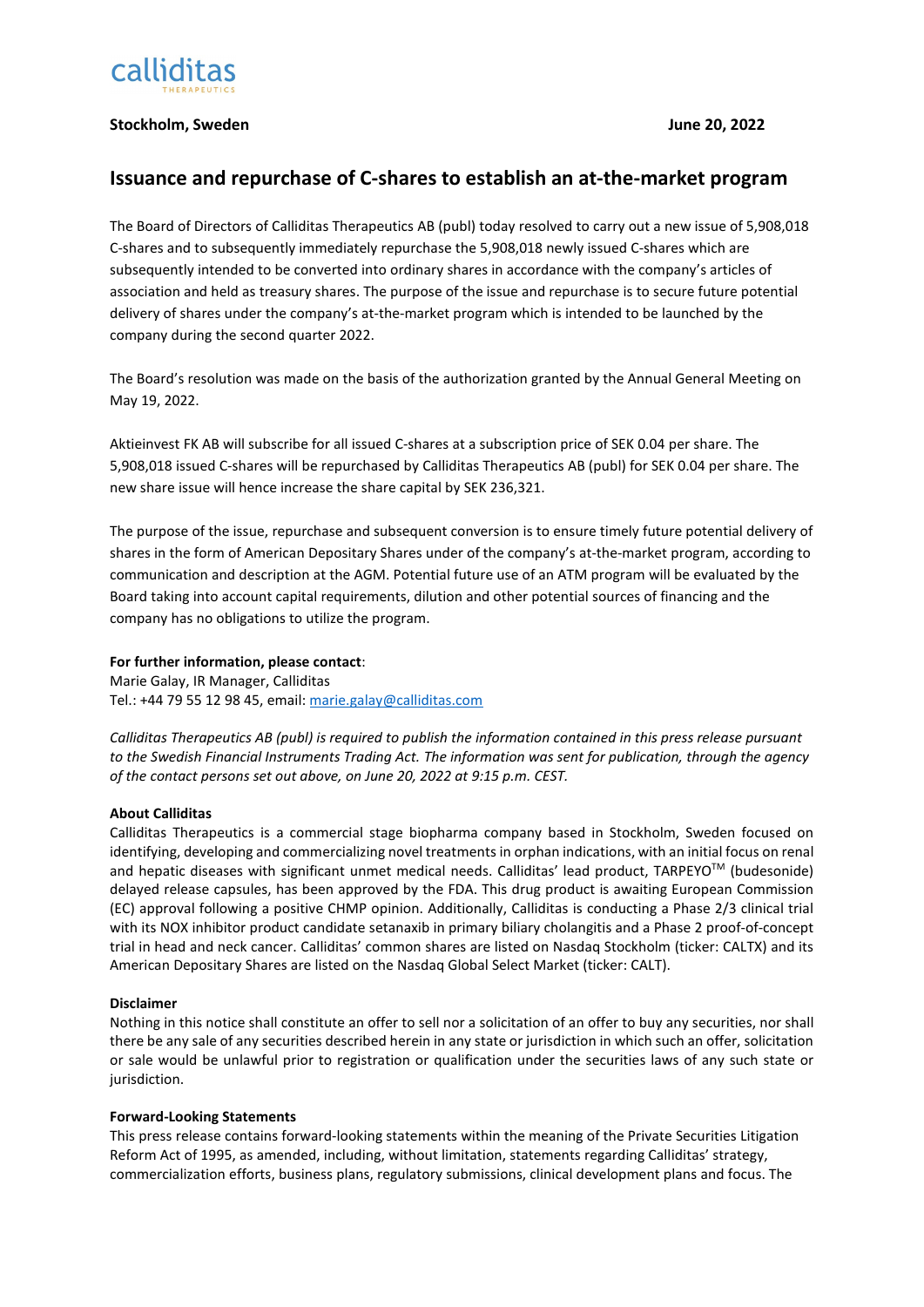**Stockholm, Sweden** **June 20, 2022**

# Issuance and repurchase of C-shares to establish an at-the-market program

The Board of Directors of Calliditas Therapeutics AB (publ) today resolved to carry out a new issue of 5,908,018 C-shares and to subsequently immediately repurchase the 5,908,018 newly issued C-shares which are subsequently intended to be converted into ordinary shares in accordance with the company's articles of association and held as treasury shares. The purpose of the issue and repurchase is to secure future potential delivery of shares under the company's at-the-market program which is intended to be launched by the company during the second quarter 2022.

The Board's resolution was made on the basis of the authorization granted by the Annual General Meeting on May 19, 2022.

Aktieinvest FK AB will subscribe for all issued C-shares at a subscription price of SEK 0.04 per share. The 5,908,018 issued C-shares will be repurchased by Calliditas Therapeutics AB (publ) for SEK 0.04 per share. The new share issue will hence increase the share capital by SEK 236,321.

The purpose of the issue, repurchase and subsequent conversion is to ensure timely future potential delivery of shares in the form of American Depositary Shares under of the company's at-the-market program, according to communication and description at the AGM. Potential future use of an ATM program will be evaluated by the Board taking into account capital requirements, dilution and other potential sources of financing and the company has no obligations to utilize the program.

**For further information, please contact**:
Marie Galay, IR Manager, Calliditas
Tel.: +44 79 55 12 98 45, email: marie.galay@calliditas.com

*Calliditas Therapeutics AB (publ) is required to publish the information contained in this press release pursuant to the Swedish Financial Instruments Trading Act. The information was sent for publication, through the agency of the contact persons set out above, on June 20, 2022 at 9:15 p.m. CEST.*

**About Calliditas**

Calliditas Therapeutics is a commercial stage biopharma company based in Stockholm, Sweden focused on identifying, developing and commercializing novel treatments in orphan indications, with an initial focus on renal and hepatic diseases with significant unmet medical needs. Calliditas' lead product, TARPEYO™ (budesonide) delayed release capsules, has been approved by the FDA. This drug product is awaiting European Commission (EC) approval following a positive CHMP opinion. Additionally, Calliditas is conducting a Phase 2/3 clinical trial with its NOX inhibitor product candidate setanaxib in primary biliary cholangitis and a Phase 2 proof-of-concept trial in head and neck cancer. Calliditas' common shares are listed on Nasdaq Stockholm (ticker: CALTX) and its American Depositary Shares are listed on the Nasdaq Global Select Market (ticker: CALT).

**Disclaimer**

Nothing in this notice shall constitute an offer to sell nor a solicitation of an offer to buy any securities, nor shall there be any sale of any securities described herein in any state or jurisdiction in which such an offer, solicitation or sale would be unlawful prior to registration or qualification under the securities laws of any such state or jurisdiction.

**Forward-Looking Statements**

This press release contains forward-looking statements within the meaning of the Private Securities Litigation Reform Act of 1995, as amended, including, without limitation, statements regarding Calliditas' strategy, commercialization efforts, business plans, regulatory submissions, clinical development plans and focus. The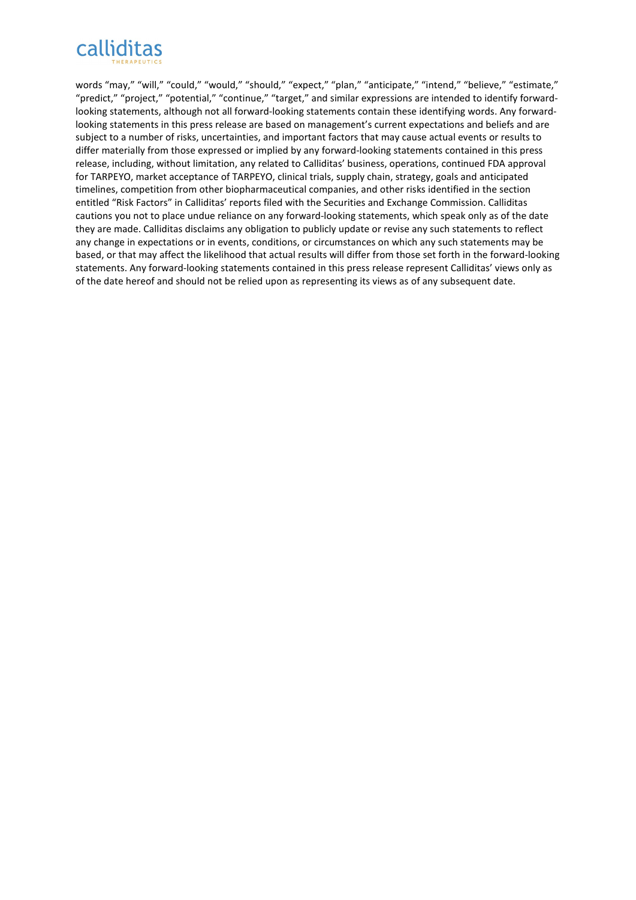words “may,” “will,” “could,” “would,” “should,” “expect,” “plan,” “anticipate,” “intend,” “believe,” “estimate,” “predict,” “project,” “potential,” “continue,” “target,” and similar expressions are intended to identify forward-looking statements, although not all forward-looking statements contain these identifying words. Any forward-looking statements in this press release are based on management’s current expectations and beliefs and are subject to a number of risks, uncertainties, and important factors that may cause actual events or results to differ materially from those expressed or implied by any forward-looking statements contained in this press release, including, without limitation, any related to Calliditas’ business, operations, continued FDA approval for TARPEYO, market acceptance of TARPEYO, clinical trials, supply chain, strategy, goals and anticipated timelines, competition from other biopharmaceutical companies, and other risks identified in the section entitled “Risk Factors” in Calliditas’ reports filed with the Securities and Exchange Commission. Calliditas cautions you not to place undue reliance on any forward-looking statements, which speak only as of the date they are made. Calliditas disclaims any obligation to publicly update or revise any such statements to reflect any change in expectations or in events, conditions, or circumstances on which any such statements may be based, or that may affect the likelihood that actual results will differ from those set forth in the forward-looking statements. Any forward-looking statements contained in this press release represent Calliditas’ views only as of the date hereof and should not be relied upon as representing its views as of any subsequent date.